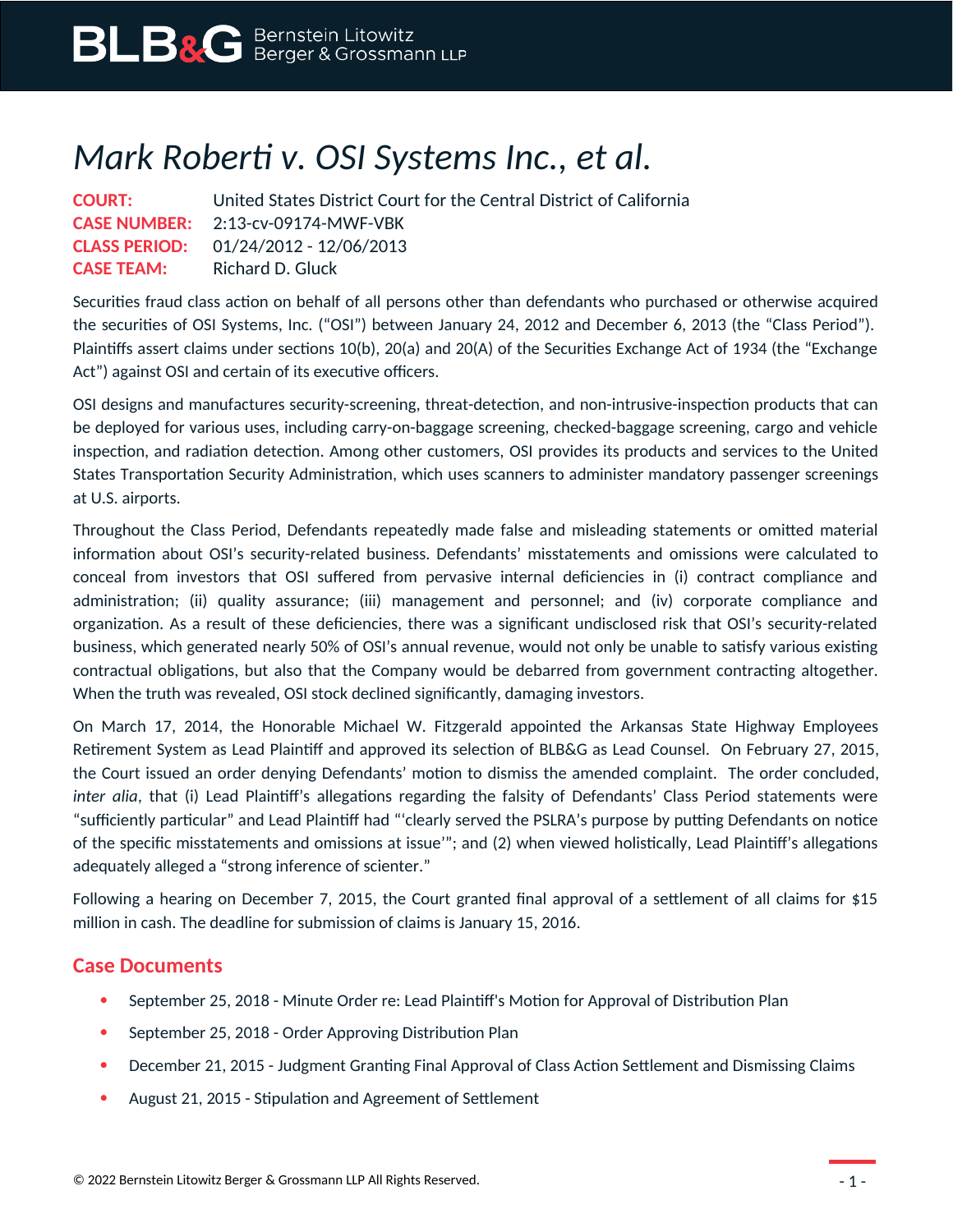# *Mark Roberti v. OSI Systems Inc., et al.*

**COURT:** United States District Court for the Central District of California
**CASE NUMBER:** 2:13-cv-09174-MWF-VBK
**CLASS PERIOD:** 01/24/2012 - 12/06/2013
**CASE TEAM:** Richard D. Gluck

Securities fraud class action on behalf of all persons other than defendants who purchased or otherwise acquired the securities of OSI Systems, Inc. ("OSI") between January 24, 2012 and December 6, 2013 (the "Class Period"). Plaintiffs assert claims under sections 10(b), 20(a) and 20(A) of the Securities Exchange Act of 1934 (the "Exchange Act") against OSI and certain of its executive officers.

OSI designs and manufactures security-screening, threat-detection, and non-intrusive-inspection products that can be deployed for various uses, including carry-on-baggage screening, checked-baggage screening, cargo and vehicle inspection, and radiation detection. Among other customers, OSI provides its products and services to the United States Transportation Security Administration, which uses scanners to administer mandatory passenger screenings at U.S. airports.

Throughout the Class Period, Defendants repeatedly made false and misleading statements or omitted material information about OSI's security-related business. Defendants' misstatements and omissions were calculated to conceal from investors that OSI suffered from pervasive internal deficiencies in (i) contract compliance and administration; (ii) quality assurance; (iii) management and personnel; and (iv) corporate compliance and organization. As a result of these deficiencies, there was a significant undisclosed risk that OSI's security-related business, which generated nearly 50% of OSI's annual revenue, would not only be unable to satisfy various existing contractual obligations, but also that the Company would be debarred from government contracting altogether. When the truth was revealed, OSI stock declined significantly, damaging investors.

On March 17, 2014, the Honorable Michael W. Fitzgerald appointed the Arkansas State Highway Employees Retirement System as Lead Plaintiff and approved its selection of BLB&G as Lead Counsel. On February 27, 2015, the Court issued an order denying Defendants' motion to dismiss the amended complaint. The order concluded, *inter alia*, that (i) Lead Plaintiff's allegations regarding the falsity of Defendants' Class Period statements were "sufficiently particular" and Lead Plaintiff had "'clearly served the PSLRA's purpose by putting Defendants on notice of the specific misstatements and omissions at issue'"; and (2) when viewed holistically, Lead Plaintiff's allegations adequately alleged a "strong inference of scienter."

Following a hearing on December 7, 2015, the Court granted final approval of a settlement of all claims for $15 million in cash. The deadline for submission of claims is January 15, 2016.

## Case Documents

- September 25, 2018 - Minute Order re: Lead Plaintiff's Motion for Approval of Distribution Plan
- September 25, 2018 - Order Approving Distribution Plan
- December 21, 2015 - Judgment Granting Final Approval of Class Action Settlement and Dismissing Claims
- August 21, 2015 - Stipulation and Agreement of Settlement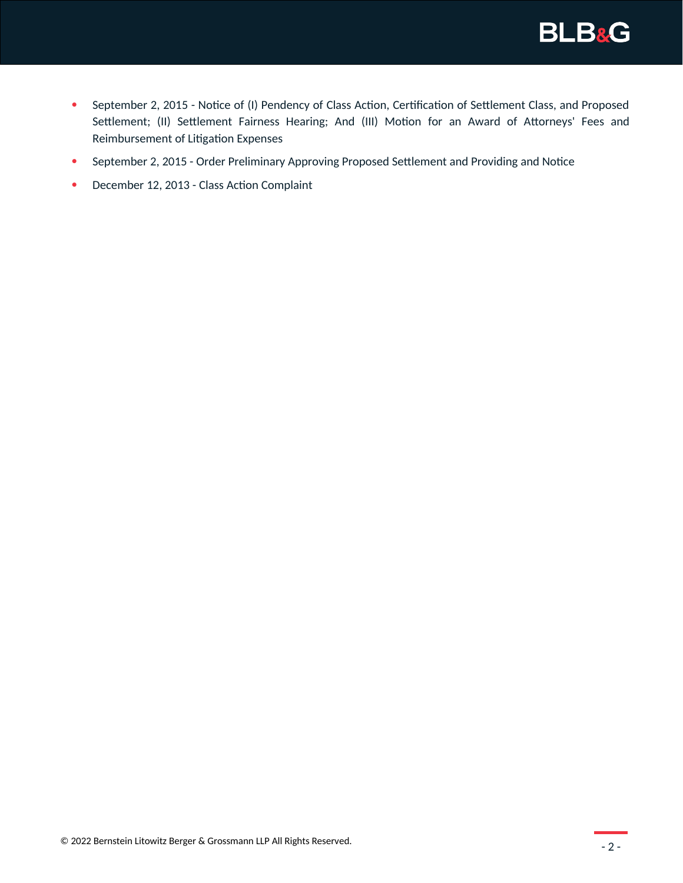- September 2, 2015 - Notice of (I) Pendency of Class Action, Certification of Settlement Class, and Proposed Settlement; (II) Settlement Fairness Hearing; And (III) Motion for an Award of Attorneys' Fees and Reimbursement of Litigation Expenses
- September 2, 2015 - Order Preliminary Approving Proposed Settlement and Providing and Notice
- December 12, 2013 - Class Action Complaint